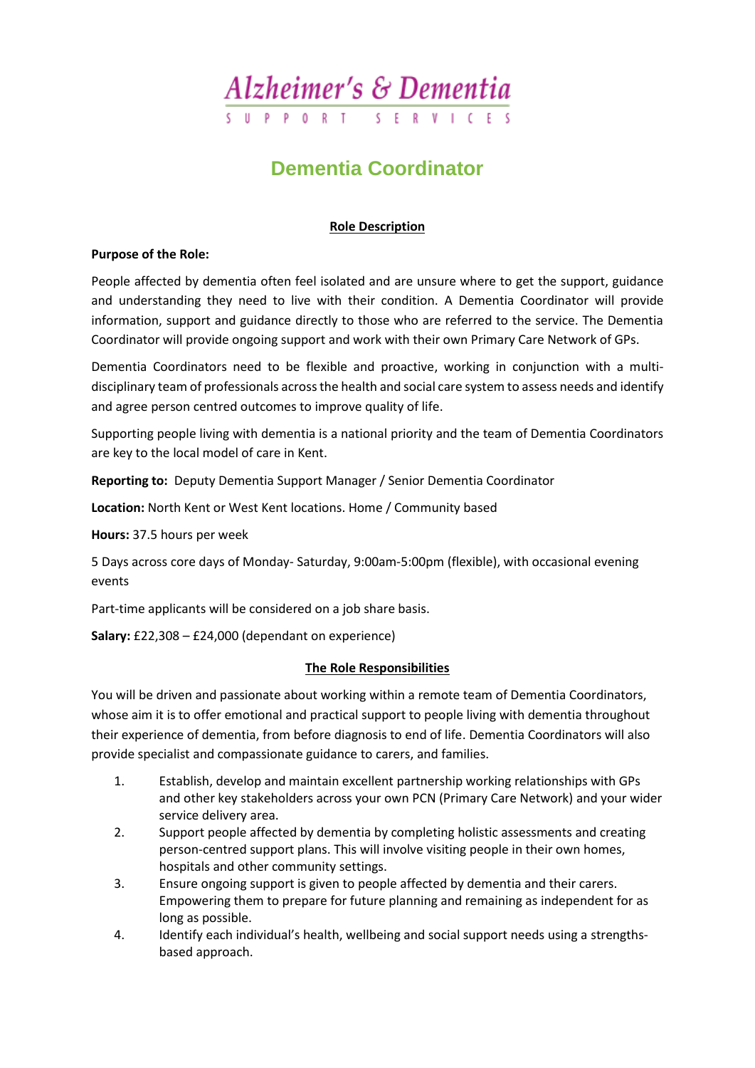# Alzheimer's & Dementia

SUPPORT SERVICES

## Dementia Coordinator

### Role Description

**Purpose of the Role:**

People affected by dementia often feel isolated and are unsure where to get the support, guidance and understanding they need to live with their condition. A Dementia Coordinator will provide information, support and guidance directly to those who are referred to the service. The Dementia Coordinator will provide ongoing support and work with their own Primary Care Network of GPs.

Dementia Coordinators need to be flexible and proactive, working in conjunction with a multi-disciplinary team of professionals across the health and social care system to assess needs and identify and agree person centred outcomes to improve quality of life.

Supporting people living with dementia is a national priority and the team of Dementia Coordinators are key to the local model of care in Kent.

**Reporting to:** Deputy Dementia Support Manager / Senior Dementia Coordinator

**Location:** North Kent or West Kent locations. Home / Community based

**Hours:** 37.5 hours per week

5 Days across core days of Monday- Saturday, 9:00am-5:00pm (flexible), with occasional evening events

Part-time applicants will be considered on a job share basis.

**Salary:** £22,308 – £24,000 (dependant on experience)

### The Role Responsibilities

You will be driven and passionate about working within a remote team of Dementia Coordinators, whose aim it is to offer emotional and practical support to people living with dementia throughout their experience of dementia, from before diagnosis to end of life. Dementia Coordinators will also provide specialist and compassionate guidance to carers, and families.

1. Establish, develop and maintain excellent partnership working relationships with GPs and other key stakeholders across your own PCN (Primary Care Network) and your wider service delivery area.
2. Support people affected by dementia by completing holistic assessments and creating person-centred support plans. This will involve visiting people in their own homes, hospitals and other community settings.
3. Ensure ongoing support is given to people affected by dementia and their carers. Empowering them to prepare for future planning and remaining as independent for as long as possible.
4. Identify each individual's health, wellbeing and social support needs using a strengths-based approach.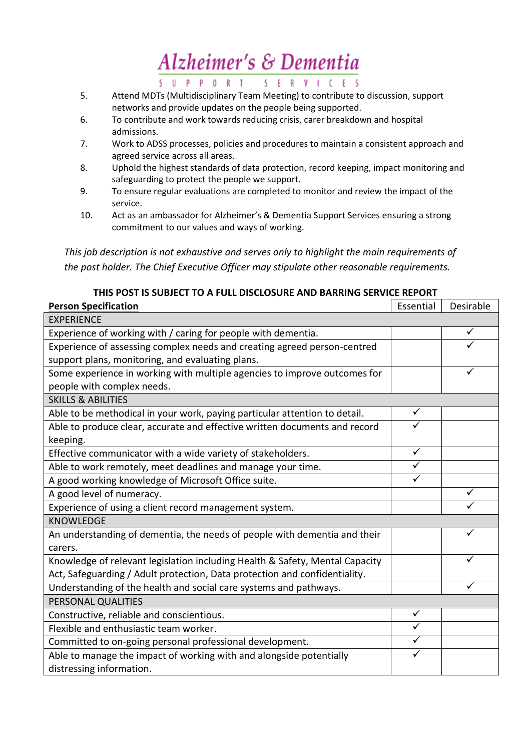5. Attend MDTs (Multidisciplinary Team Meeting) to contribute to discussion, support networks and provide updates on the people being supported.
6. To contribute and work towards reducing crisis, carer breakdown and hospital admissions.
7. Work to ADSS processes, policies and procedures to maintain a consistent approach and agreed service across all areas.
8. Uphold the highest standards of data protection, record keeping, impact monitoring and safeguarding to protect the people we support.
9. To ensure regular evaluations are completed to monitor and review the impact of the service.
10. Act as an ambassador for Alzheimer's & Dementia Support Services ensuring a strong commitment to our values and ways of working.

*This job description is not exhaustive and serves only to highlight the main requirements of the post holder. The Chief Executive Officer may stipulate other reasonable requirements.*

**THIS POST IS SUBJECT TO A FULL DISCLOSURE AND BARRING SERVICE REPORT**

| **Person Specification** | Essential | Desirable |
|---|---|---|
| EXPERIENCE | | |
| Experience of working with / caring for people with dementia. | | ✓ |
| Experience of assessing complex needs and creating agreed person-centred support plans, monitoring, and evaluating plans. | | ✓ |
| Some experience in working with multiple agencies to improve outcomes for people with complex needs. | | ✓ |
| SKILLS & ABILITIES | | |
| Able to be methodical in your work, paying particular attention to detail. | ✓ | |
| Able to produce clear, accurate and effective written documents and record keeping. | ✓ | |
| Effective communicator with a wide variety of stakeholders. | ✓ | |
| Able to work remotely, meet deadlines and manage your time. | ✓ | |
| A good working knowledge of Microsoft Office suite. | ✓ | |
| A good level of numeracy. | | ✓ |
| Experience of using a client record management system. | | ✓ |
| KNOWLEDGE | | |
| An understanding of dementia, the needs of people with dementia and their carers. | | ✓ |
| Knowledge of relevant legislation including Health & Safety, Mental Capacity Act, Safeguarding / Adult protection, Data protection and confidentiality. | | ✓ |
| Understanding of the health and social care systems and pathways. | | ✓ |
| PERSONAL QUALITIES | | |
| Constructive, reliable and conscientious. | ✓ | |
| Flexible and enthusiastic team worker. | ✓ | |
| Committed to on-going personal professional development. | ✓ | |
| Able to manage the impact of working with and alongside potentially distressing information. | ✓ | |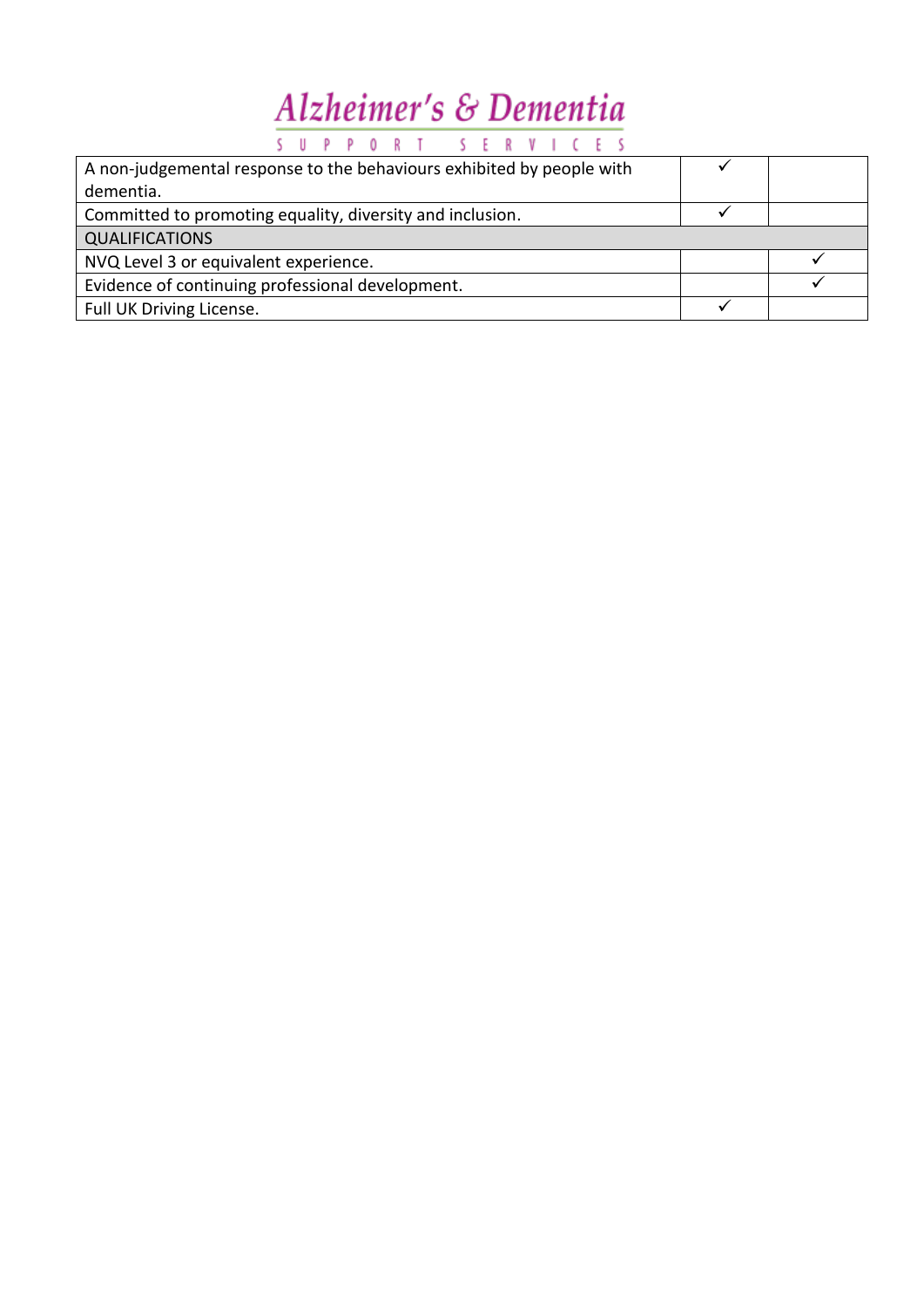| | | |
|---|---|---|
| A non-judgemental response to the behaviours exhibited by people with dementia. | ✓ | |
| Committed to promoting equality, diversity and inclusion. | ✓ | |
| QUALIFICATIONS | | |
| NVQ Level 3 or equivalent experience. | | ✓ |
| Evidence of continuing professional development. | | ✓ |
| Full UK Driving License. | ✓ | |